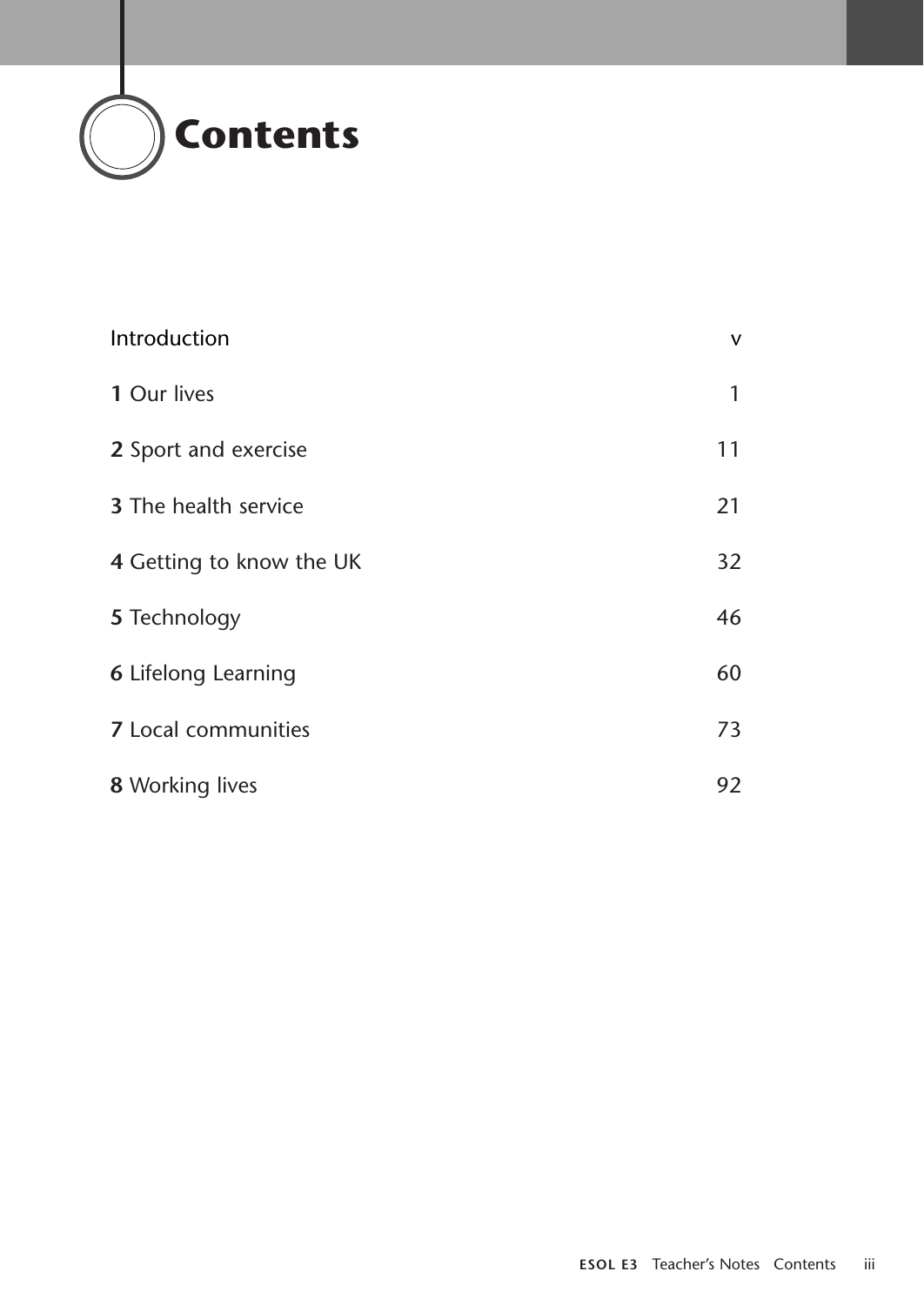# Contents

| | |
|---|---|
| Introduction | v |
| **1** Our lives | 1 |
| **2** Sport and exercise | 11 |
| **3** The health service | 21 |
| **4** Getting to know the UK | 32 |
| **5** Technology | 46 |
| **6** Lifelong Learning | 60 |
| **7** Local communities | 73 |
| **8** Working lives | 92 |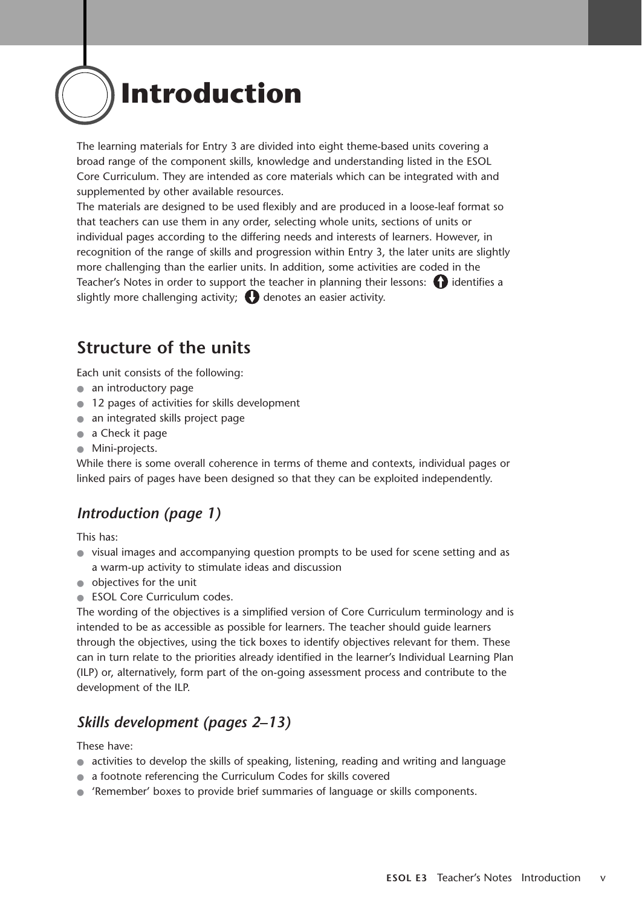# Introduction

The learning materials for Entry 3 are divided into eight theme-based units covering a broad range of the component skills, knowledge and understanding listed in the ESOL Core Curriculum. They are intended as core materials which can be integrated with and supplemented by other available resources.

The materials are designed to be used flexibly and are produced in a loose-leaf format so that teachers can use them in any order, selecting whole units, sections of units or individual pages according to the differing needs and interests of learners. However, in recognition of the range of skills and progression within Entry 3, the later units are slightly more challenging than the earlier units. In addition, some activities are coded in the Teacher's Notes in order to support the teacher in planning their lessons: ⬆ identifies a slightly more challenging activity; ⬇ denotes an easier activity.

## Structure of the units

Each unit consists of the following:

- an introductory page
- 12 pages of activities for skills development
- an integrated skills project page
- a Check it page
- Mini-projects.

While there is some overall coherence in terms of theme and contexts, individual pages or linked pairs of pages have been designed so that they can be exploited independently.

### *Introduction (page 1)*

This has:

- visual images and accompanying question prompts to be used for scene setting and as a warm-up activity to stimulate ideas and discussion
- objectives for the unit
- ESOL Core Curriculum codes.

The wording of the objectives is a simplified version of Core Curriculum terminology and is intended to be as accessible as possible for learners. The teacher should guide learners through the objectives, using the tick boxes to identify objectives relevant for them. These can in turn relate to the priorities already identified in the learner's Individual Learning Plan (ILP) or, alternatively, form part of the on-going assessment process and contribute to the development of the ILP.

### *Skills development (pages 2–13)*

These have:

- activities to develop the skills of speaking, listening, reading and writing and language
- a footnote referencing the Curriculum Codes for skills covered
- 'Remember' boxes to provide brief summaries of language or skills components.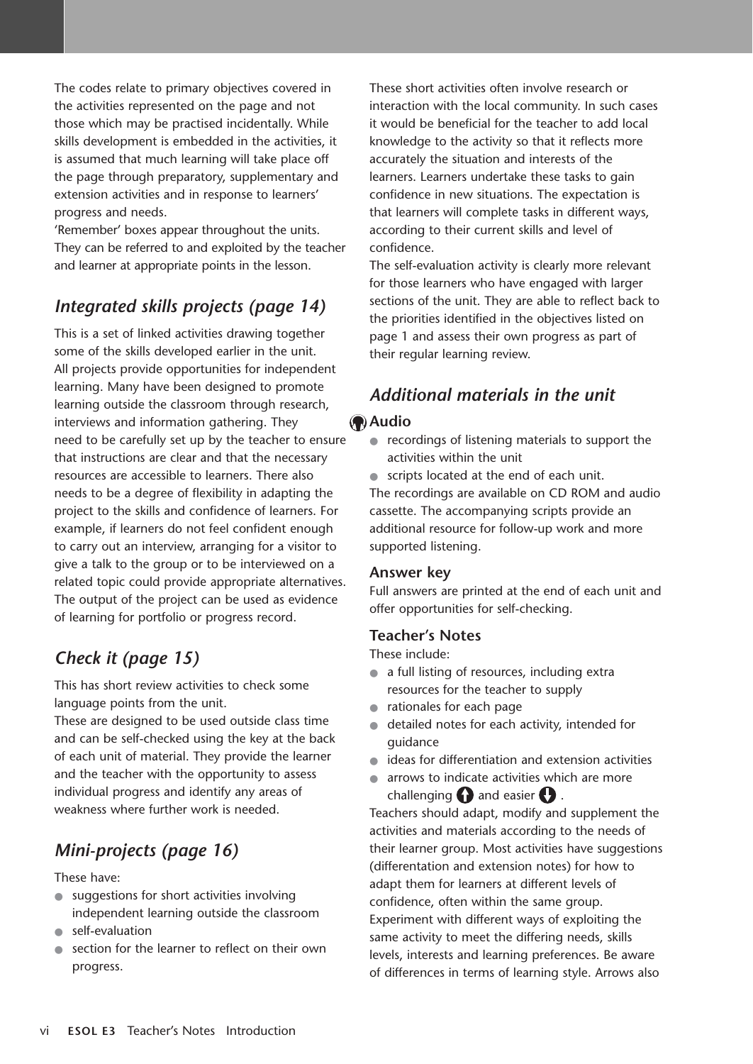The codes relate to primary objectives covered in the activities represented on the page and not those which may be practised incidentally. While skills development is embedded in the activities, it is assumed that much learning will take place off the page through preparatory, supplementary and extension activities and in response to learners' progress and needs.
'Remember' boxes appear throughout the units. They can be referred to and exploited by the teacher and learner at appropriate points in the lesson.

## *Integrated skills projects (page 14)*

This is a set of linked activities drawing together some of the skills developed earlier in the unit.
All projects provide opportunities for independent learning. Many have been designed to promote learning outside the classroom through research, interviews and information gathering. They need to be carefully set up by the teacher to ensure that instructions are clear and that the necessary resources are accessible to learners. There also needs to be a degree of flexibility in adapting the project to the skills and confidence of learners. For example, if learners do not feel confident enough to carry out an interview, arranging for a visitor to give a talk to the group or to be interviewed on a related topic could provide appropriate alternatives. The output of the project can be used as evidence of learning for portfolio or progress record.

## *Check it (page 15)*

This has short review activities to check some language points from the unit.
These are designed to be used outside class time and can be self-checked using the key at the back of each unit of material. They provide the learner and the teacher with the opportunity to assess individual progress and identify any areas of weakness where further work is needed.

## *Mini-projects (page 16)*

These have:

- suggestions for short activities involving independent learning outside the classroom
- self-evaluation
- section for the learner to reflect on their own progress.

These short activities often involve research or interaction with the local community. In such cases it would be beneficial for the teacher to add local knowledge to the activity so that it reflects more accurately the situation and interests of the learners. Learners undertake these tasks to gain confidence in new situations. The expectation is that learners will complete tasks in different ways, according to their current skills and level of confidence.
The self-evaluation activity is clearly more relevant for those learners who have engaged with larger sections of the unit. They are able to reflect back to the priorities identified in the objectives listed on page 1 and assess their own progress as part of their regular learning review.

## *Additional materials in the unit*

### Audio

- recordings of listening materials to support the activities within the unit
- scripts located at the end of each unit.

The recordings are available on CD ROM and audio cassette. The accompanying scripts provide an additional resource for follow-up work and more supported listening.

### Answer key

Full answers are printed at the end of each unit and offer opportunities for self-checking.

### Teacher's Notes

These include:

- a full listing of resources, including extra resources for the teacher to supply
- rationales for each page
- detailed notes for each activity, intended for guidance
- ideas for differentiation and extension activities
- arrows to indicate activities which are more challenging ⬆ and easier ⬇.

Teachers should adapt, modify and supplement the activities and materials according to the needs of their learner group. Most activities have suggestions (differentation and extension notes) for how to adapt them for learners at different levels of confidence, often within the same group. Experiment with different ways of exploiting the same activity to meet the differing needs, skills levels, interests and learning preferences. Be aware of differences in terms of learning style. Arrows also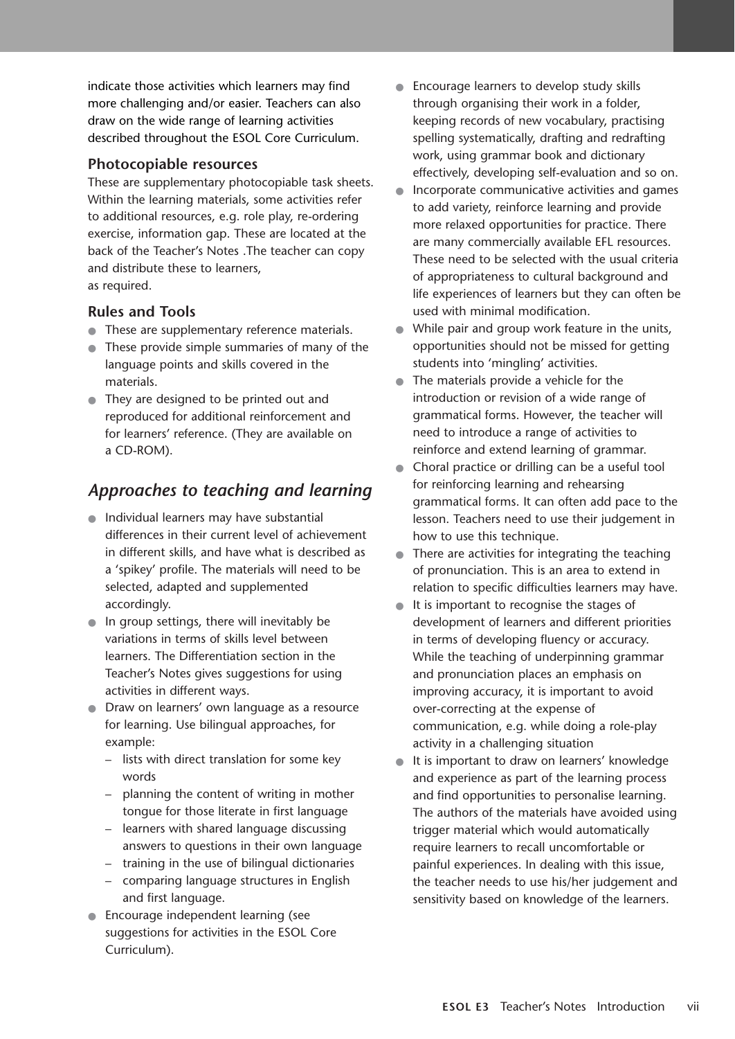indicate those activities which learners may find more challenging and/or easier. Teachers can also draw on the wide range of learning activities described throughout the ESOL Core Curriculum.

### Photocopiable resources

These are supplementary photocopiable task sheets. Within the learning materials, some activities refer to additional resources, e.g. role play, re-ordering exercise, information gap. These are located at the back of the Teacher's Notes .The teacher can copy and distribute these to learners, as required.

### Rules and Tools

- These are supplementary reference materials.
- These provide simple summaries of many of the language points and skills covered in the materials.
- They are designed to be printed out and reproduced for additional reinforcement and for learners' reference. (They are available on a CD-ROM).

## *Approaches to teaching and learning*

- Individual learners may have substantial differences in their current level of achievement in different skills, and have what is described as a 'spikey' profile. The materials will need to be selected, adapted and supplemented accordingly.
- In group settings, there will inevitably be variations in terms of skills level between learners. The Differentiation section in the Teacher's Notes gives suggestions for using activities in different ways.
- Draw on learners' own language as a resource for learning. Use bilingual approaches, for example:
  - lists with direct translation for some key words
  - planning the content of writing in mother tongue for those literate in first language
  - learners with shared language discussing answers to questions in their own language
  - training in the use of bilingual dictionaries
  - comparing language structures in English and first language.
- Encourage independent learning (see suggestions for activities in the ESOL Core Curriculum).
- Encourage learners to develop study skills through organising their work in a folder, keeping records of new vocabulary, practising spelling systematically, drafting and redrafting work, using grammar book and dictionary effectively, developing self-evaluation and so on.
- Incorporate communicative activities and games to add variety, reinforce learning and provide more relaxed opportunities for practice. There are many commercially available EFL resources. These need to be selected with the usual criteria of appropriateness to cultural background and life experiences of learners but they can often be used with minimal modification.
- While pair and group work feature in the units, opportunities should not be missed for getting students into 'mingling' activities.
- The materials provide a vehicle for the introduction or revision of a wide range of grammatical forms. However, the teacher will need to introduce a range of activities to reinforce and extend learning of grammar.
- Choral practice or drilling can be a useful tool for reinforcing learning and rehearsing grammatical forms. It can often add pace to the lesson. Teachers need to use their judgement in how to use this technique.
- There are activities for integrating the teaching of pronunciation. This is an area to extend in relation to specific difficulties learners may have.
- It is important to recognise the stages of development of learners and different priorities in terms of developing fluency or accuracy. While the teaching of underpinning grammar and pronunciation places an emphasis on improving accuracy, it is important to avoid over-correcting at the expense of communication, e.g. while doing a role-play activity in a challenging situation
- It is important to draw on learners' knowledge and experience as part of the learning process and find opportunities to personalise learning. The authors of the materials have avoided using trigger material which would automatically require learners to recall uncomfortable or painful experiences. In dealing with this issue, the teacher needs to use his/her judgement and sensitivity based on knowledge of the learners.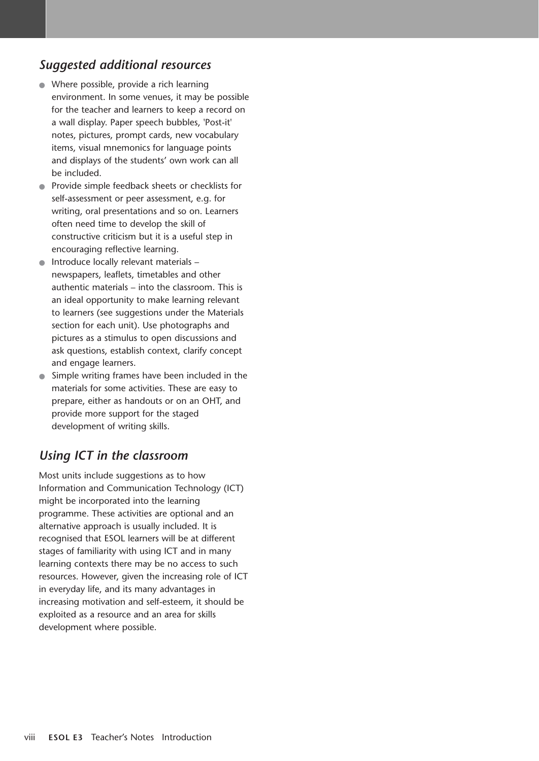## *Suggested additional resources*

- Where possible, provide a rich learning environment. In some venues, it may be possible for the teacher and learners to keep a record on a wall display. Paper speech bubbles, 'Post-it' notes, pictures, prompt cards, new vocabulary items, visual mnemonics for language points and displays of the students' own work can all be included.
- Provide simple feedback sheets or checklists for self-assessment or peer assessment, e.g. for writing, oral presentations and so on. Learners often need time to develop the skill of constructive criticism but it is a useful step in encouraging reflective learning.
- Introduce locally relevant materials – newspapers, leaflets, timetables and other authentic materials – into the classroom. This is an ideal opportunity to make learning relevant to learners (see suggestions under the Materials section for each unit). Use photographs and pictures as a stimulus to open discussions and ask questions, establish context, clarify concept and engage learners.
- Simple writing frames have been included in the materials for some activities. These are easy to prepare, either as handouts or on an OHT, and provide more support for the staged development of writing skills.

## *Using ICT in the classroom*

Most units include suggestions as to how Information and Communication Technology (ICT) might be incorporated into the learning programme. These activities are optional and an alternative approach is usually included. It is recognised that ESOL learners will be at different stages of familiarity with using ICT and in many learning contexts there may be no access to such resources. However, given the increasing role of ICT in everyday life, and its many advantages in increasing motivation and self-esteem, it should be exploited as a resource and an area for skills development where possible.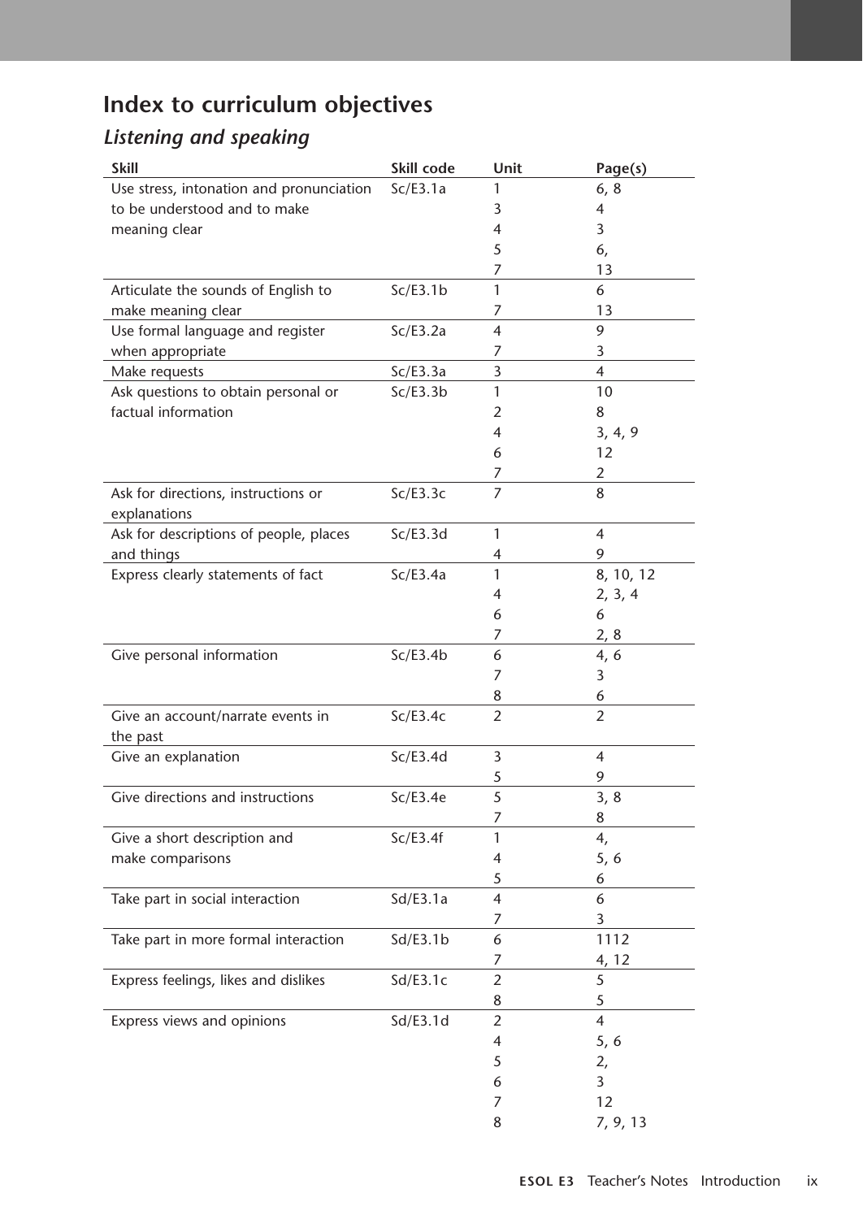# Index to curriculum objectives

## *Listening and speaking*

| Skill | Skill code | Unit | Page(s) |
|---|---|---|---|
| Use stress, intonation and pronunciation to be understood and to make meaning clear | Sc/E3.1a | 1 | 6, 8 |
| | | 3 | 4 |
| | | 4 | 3 |
| | | 5 | 6, |
| | | 7 | 13 |
| Articulate the sounds of English to make meaning clear | Sc/E3.1b | 1 | 6 |
| | | 7 | 13 |
| Use formal language and register when appropriate | Sc/E3.2a | 4 | 9 |
| | | 7 | 3 |
| Make requests | Sc/E3.3a | 3 | 4 |
| Ask questions to obtain personal or factual information | Sc/E3.3b | 1 | 10 |
| | | 2 | 8 |
| | | 4 | 3, 4, 9 |
| | | 6 | 12 |
| | | 7 | 2 |
| Ask for directions, instructions or explanations | Sc/E3.3c | 7 | 8 |
| Ask for descriptions of people, places and things | Sc/E3.3d | 1 | 4 |
| | | 4 | 9 |
| Express clearly statements of fact | Sc/E3.4a | 1 | 8, 10, 12 |
| | | 4 | 2, 3, 4 |
| | | 6 | 6 |
| | | 7 | 2, 8 |
| Give personal information | Sc/E3.4b | 6 | 4, 6 |
| | | 7 | 3 |
| | | 8 | 6 |
| Give an account/narrate events in the past | Sc/E3.4c | 2 | 2 |
| Give an explanation | Sc/E3.4d | 3 | 4 |
| | | 5 | 9 |
| Give directions and instructions | Sc/E3.4e | 5 | 3, 8 |
| | | 7 | 8 |
| Give a short description and make comparisons | Sc/E3.4f | 1 | 4, |
| | | 4 | 5, 6 |
| | | 5 | 6 |
| Take part in social interaction | Sd/E3.1a | 4 | 6 |
| | | 7 | 3 |
| Take part in more formal interaction | Sd/E3.1b | 6 | 1112 |
| | | 7 | 4, 12 |
| Express feelings, likes and dislikes | Sd/E3.1c | 2 | 5 |
| | | 8 | 5 |
| Express views and opinions | Sd/E3.1d | 2 | 4 |
| | | 4 | 5, 6 |
| | | 5 | 2, |
| | | 6 | 3 |
| | | 7 | 12 |
| | | 8 | 7, 9, 13 |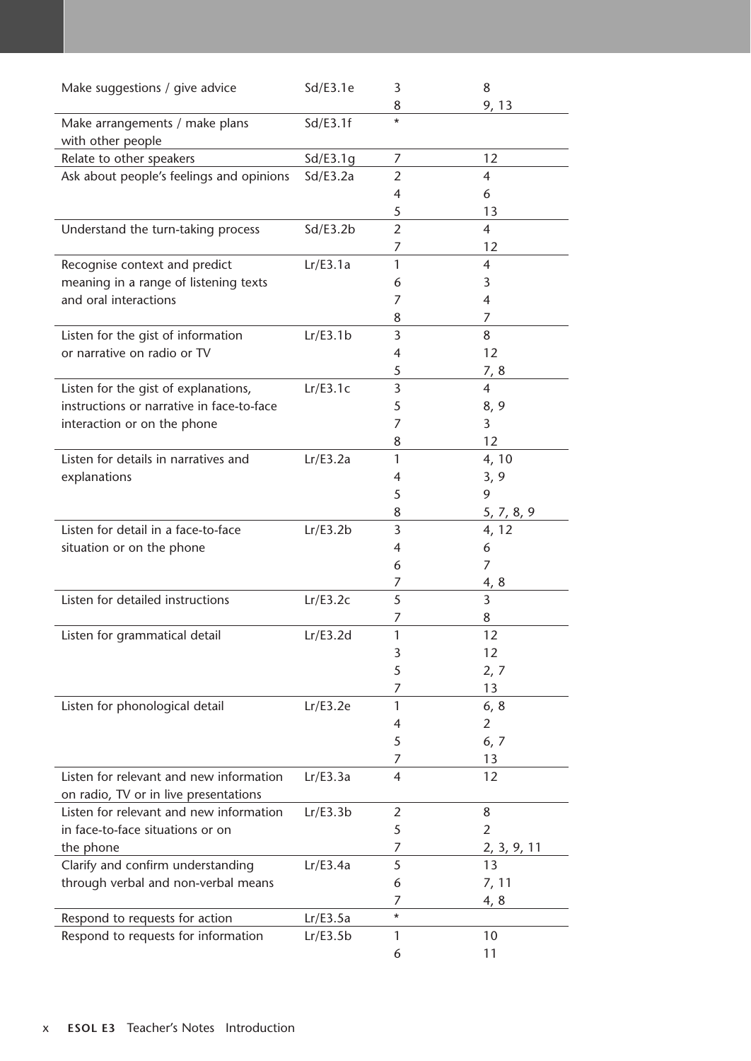| | | | |
|---|---|---|---|
| Make suggestions / give advice | Sd/E3.1e | 3<br>8 | 8<br>9, 13 |
| Make arrangements / make plans with other people | Sd/E3.1f | * | |
| Relate to other speakers | Sd/E3.1g | 7 | 12 |
| Ask about people's feelings and opinions | Sd/E3.2a | 2<br>4<br>5 | 4<br>6<br>13 |
| Understand the turn-taking process | Sd/E3.2b | 2<br>7 | 4<br>12 |
| Recognise context and predict meaning in a range of listening texts and oral interactions | Lr/E3.1a | 1<br>6<br>7<br>8 | 4<br>3<br>4<br>7 |
| Listen for the gist of information or narrative on radio or TV | Lr/E3.1b | 3<br>4<br>5 | 8<br>12<br>7, 8 |
| Listen for the gist of explanations, instructions or narrative in face-to-face interaction or on the phone | Lr/E3.1c | 3<br>5<br>7<br>8 | 4<br>8, 9<br>3<br>12 |
| Listen for details in narratives and explanations | Lr/E3.2a | 1<br>4<br>5<br>8 | 4, 10<br>3, 9<br>9<br>5, 7, 8, 9 |
| Listen for detail in a face-to-face situation or on the phone | Lr/E3.2b | 3<br>4<br>6<br>7 | 4, 12<br>6<br>7<br>4, 8 |
| Listen for detailed instructions | Lr/E3.2c | 5<br>7 | 3<br>8 |
| Listen for grammatical detail | Lr/E3.2d | 1<br>3<br>5<br>7 | 12<br>12<br>2, 7<br>13 |
| Listen for phonological detail | Lr/E3.2e | 1<br>4<br>5<br>7 | 6, 8<br>2<br>6, 7<br>13 |
| Listen for relevant and new information on radio, TV or in live presentations | Lr/E3.3a | 4 | 12 |
| Listen for relevant and new information in face-to-face situations or on the phone | Lr/E3.3b | 2<br>5<br>7 | 8<br>2<br>2, 3, 9, 11 |
| Clarify and confirm understanding through verbal and non-verbal means | Lr/E3.4a | 5<br>6<br>7 | 13<br>7, 11<br>4, 8 |
| Respond to requests for action | Lr/E3.5a | * | |
| Respond to requests for information | Lr/E3.5b | 1<br>6 | 10<br>11 |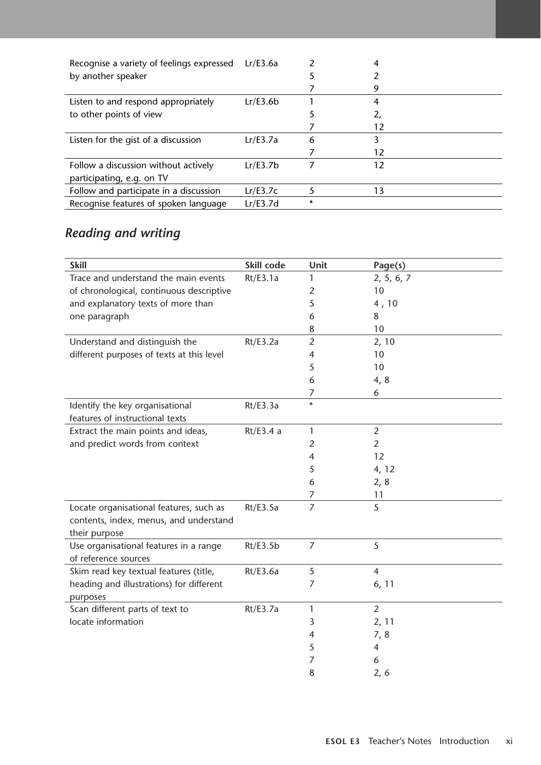| | | | |
|---|---|---|---|
| Recognise a variety of feelings expressed by another speaker | Lr/E3.6a | 2<br>5<br>7 | 4<br>2<br>9 |
| Listen to and respond appropriately to other points of view | Lr/E3.6b | 1<br>5<br>7 | 4<br>2,<br>12 |
| Listen for the gist of a discussion | Lr/E3.7a | 6<br>7 | 3<br>12 |
| Follow a discussion without actively participating, e.g. on TV | Lr/E3.7b | 7 | 12 |
| Follow and participate in a discussion | Lr/E3.7c | 5 | 13 |
| Recognise features of spoken language | Lr/E3.7d | * | |

## *Reading and writing*

| Skill | Skill code | Unit | Page(s) |
|---|---|---|---|
| Trace and understand the main events of chronological, continuous descriptive and explanatory texts of more than one paragraph | Rt/E3.1a | 1<br>2<br>5<br>6<br>8 | 2, 5, 6, 7<br>10<br>4 , 10<br>8<br>10 |
| Understand and distinguish the different purposes of texts at this level | Rt/E3.2a | 2<br>4<br>5<br>6<br>7 | 2, 10<br>10<br>10<br>4, 8<br>6 |
| Identify the key organisational features of instructional texts | Rt/E3.3a | * | |
| Extract the main points and ideas, and predict words from context | Rt/E3.4 a | 1<br>2<br>4<br>5<br>6<br>7 | 2<br>2<br>12<br>4, 12<br>2, 8<br>11 |
| Locate organisational features, such as contents, index, menus, and understand their purpose | Rt/E3.5a | 7 | 5 |
| Use organisational features in a range of reference sources | Rt/E3.5b | 7 | 5 |
| Skim read key textual features (title, heading and illustrations) for different purposes | Rt/E3.6a | 5<br>7 | 4<br>6, 11 |
| Scan different parts of text to locate information | Rt/E3.7a | 1<br>3<br>4<br>5<br>7<br>8 | 2<br>2, 11<br>7, 8<br>4<br>6<br>2, 6 |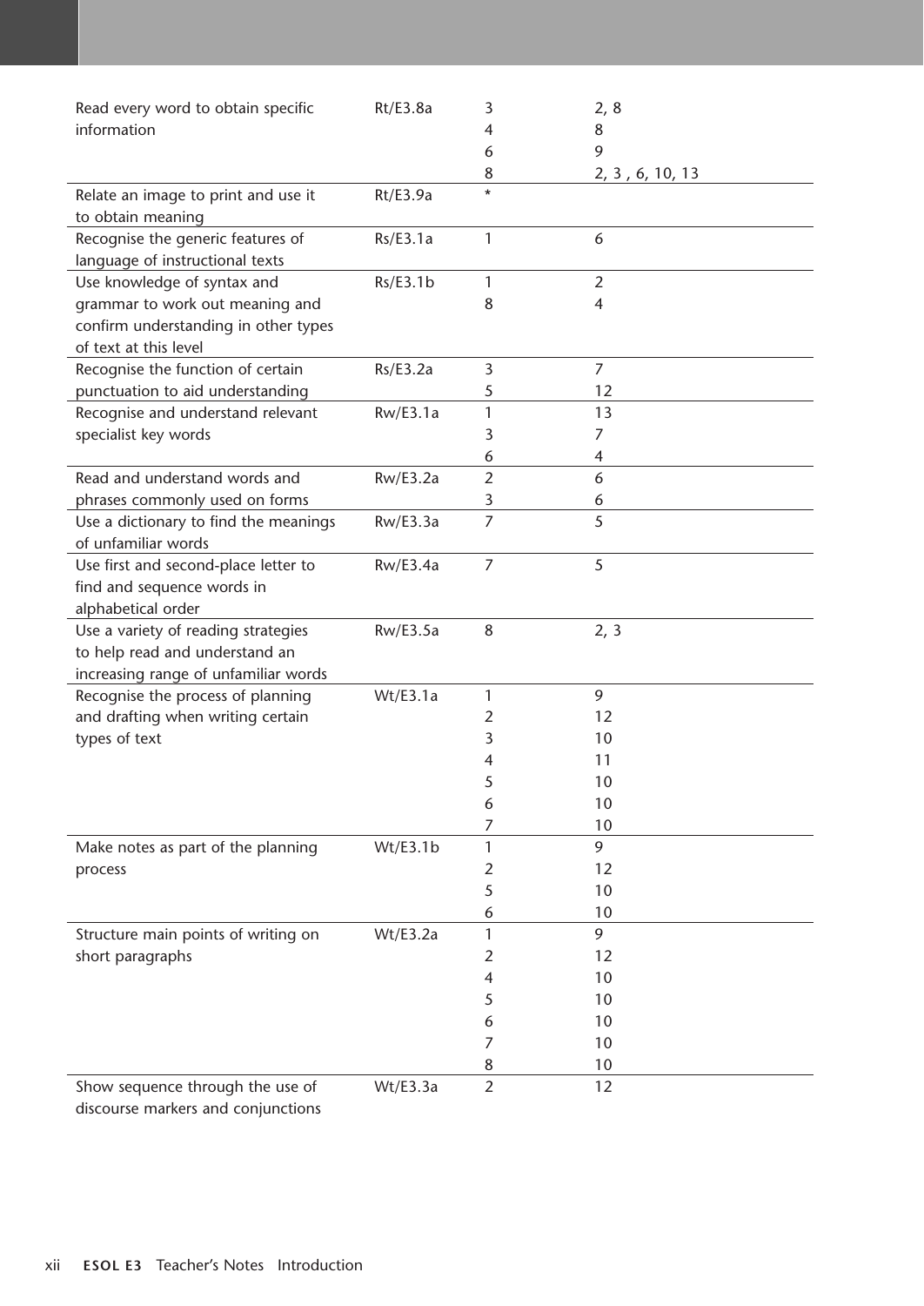| | | | |
|---|---|---|---|
| Read every word to obtain specific information | Rt/E3.8a | 3<br>4<br>6<br>8 | 2, 8<br>8<br>9<br>2, 3 , 6, 10, 13 |
| Relate an image to print and use it to obtain meaning | Rt/E3.9a | * | |
| Recognise the generic features of language of instructional texts | Rs/E3.1a | 1 | 6 |
| Use knowledge of syntax and grammar to work out meaning and confirm understanding in other types of text at this level | Rs/E3.1b | 1<br>8 | 2<br>4 |
| Recognise the function of certain punctuation to aid understanding | Rs/E3.2a | 3<br>5 | 7<br>12 |
| Recognise and understand relevant specialist key words | Rw/E3.1a | 1<br>3<br>6 | 13<br>7<br>4 |
| Read and understand words and phrases commonly used on forms | Rw/E3.2a | 2<br>3 | 6<br>6 |
| Use a dictionary to find the meanings of unfamiliar words | Rw/E3.3a | 7 | 5 |
| Use first and second-place letter to find and sequence words in alphabetical order | Rw/E3.4a | 7 | 5 |
| Use a variety of reading strategies to help read and understand an increasing range of unfamiliar words | Rw/E3.5a | 8 | 2, 3 |
| Recognise the process of planning and drafting when writing certain types of text | Wt/E3.1a | 1<br>2<br>3<br>4<br>5<br>6<br>7 | 9<br>12<br>10<br>11<br>10<br>10<br>10 |
| Make notes as part of the planning process | Wt/E3.1b | 1<br>2<br>5<br>6 | 9<br>12<br>10<br>10 |
| Structure main points of writing on short paragraphs | Wt/E3.2a | 1<br>2<br>4<br>5<br>6<br>7<br>8 | 9<br>12<br>10<br>10<br>10<br>10<br>10 |
| Show sequence through the use of discourse markers and conjunctions | Wt/E3.3a | 2 | 12 |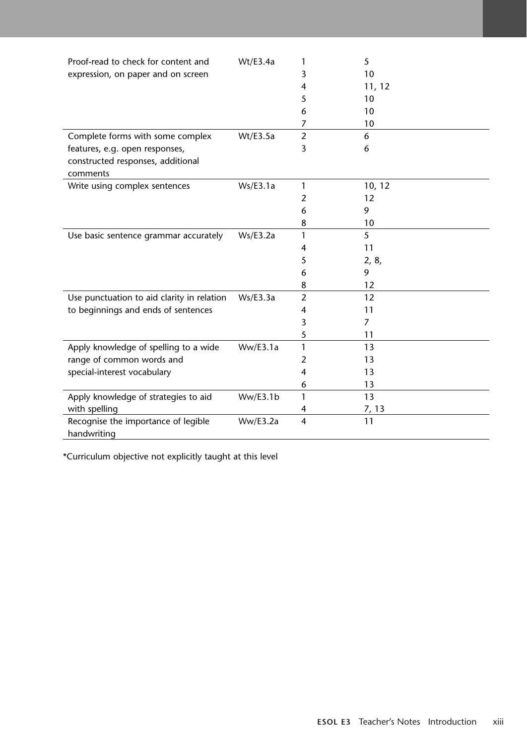| | | | |
|---|---|---|---|
| Proof-read to check for content and expression, on paper and on screen | Wt/E3.4a | 1<br>3<br>4<br>5<br>6<br>7 | 5<br>10<br>11, 12<br>10<br>10<br>10 |
| Complete forms with some complex features, e.g. open responses, constructed responses, additional comments | Wt/E3.5a | 2<br>3 | 6<br>6 |
| Write using complex sentences | Ws/E3.1a | 1<br>2<br>6<br>8 | 10, 12<br>12<br>9<br>10 |
| Use basic sentence grammar accurately | Ws/E3.2a | 1<br>4<br>5<br>6<br>8 | 5<br>11<br>2, 8,<br>9<br>12 |
| Use punctuation to aid clarity in relation to beginnings and ends of sentences | Ws/E3.3a | 2<br>4<br>3<br>5 | 12<br>11<br>7<br>11 |
| Apply knowledge of spelling to a wide range of common words and special-interest vocabulary | Ww/E3.1a | 1<br>2<br>4<br>6 | 13<br>13<br>13<br>13 |
| Apply knowledge of strategies to aid with spelling | Ww/E3.1b | 1<br>4 | 13<br>7, 13 |
| Recognise the importance of legible handwriting | Ww/E3.2a | 4 | 11 |

*Curriculum objective not explicitly taught at this level